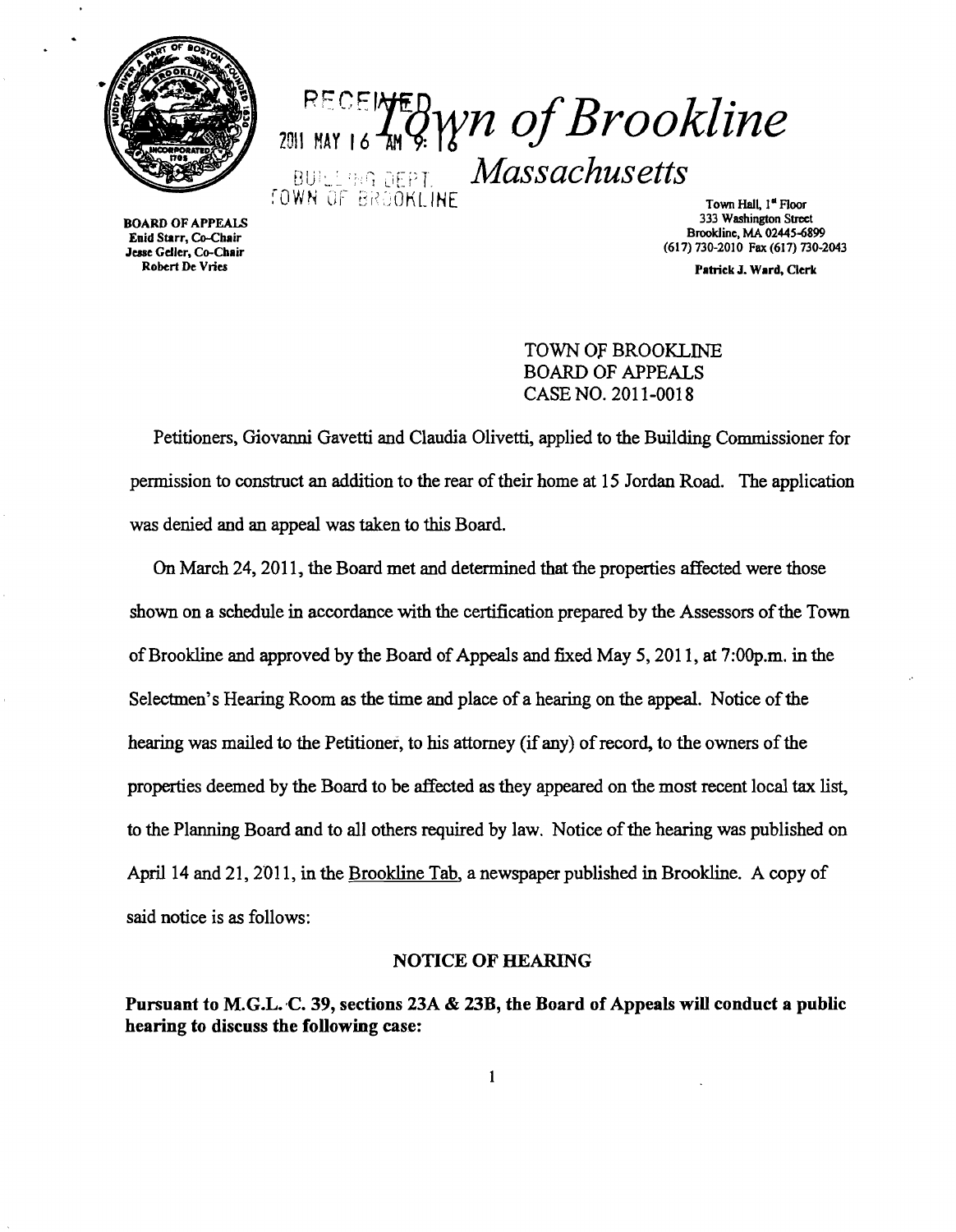RECEIVED 2011 MAY 16 AM 9:16 BUILDING DEPT. TOWN OF BROOKLINE

# Town of Brookline

## Massachusetts

**BOARD OF APPEALS**
**Enid Starr, Co-Chair**
**Jesse Geller, Co-Chair**
**Robert De Vries**

Town Hall, 1st Floor
333 Washington Street
Brookline, MA 02445-6899
(617) 730-2010 Fax (617) 730-2043

**Patrick J. Ward, Clerk**

TOWN OF BROOKLINE
BOARD OF APPEALS
CASE NO. 2011-0018

Petitioners, Giovanni Gavetti and Claudia Olivetti, applied to the Building Commissioner for permission to construct an addition to the rear of their home at 15 Jordan Road. The application was denied and an appeal was taken to this Board.

On March 24, 2011, the Board met and determined that the properties affected were those shown on a schedule in accordance with the certification prepared by the Assessors of the Town of Brookline and approved by the Board of Appeals and fixed May 5, 2011, at 7:00p.m. in the Selectmen's Hearing Room as the time and place of a hearing on the appeal. Notice of the hearing was mailed to the Petitioner, to his attorney (if any) of record, to the owners of the properties deemed by the Board to be affected as they appeared on the most recent local tax list, to the Planning Board and to all others required by law. Notice of the hearing was published on April 14 and 21, 2011, in the Brookline Tab, a newspaper published in Brookline. A copy of said notice is as follows:

### NOTICE OF HEARING

**Pursuant to M.G.L. C. 39, sections 23A & 23B, the Board of Appeals will conduct a public hearing to discuss the following case:**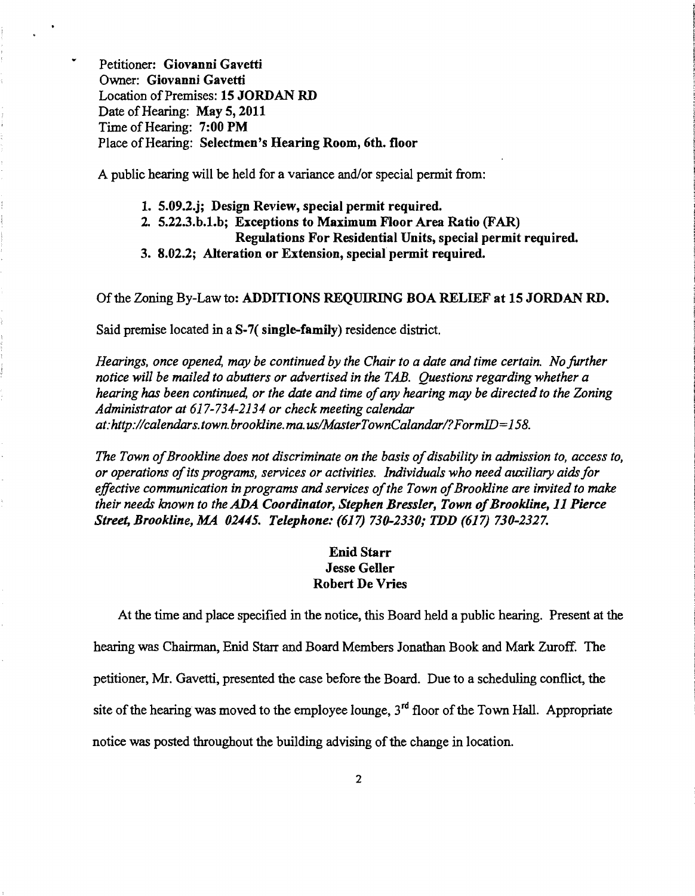Petitioner: **Giovanni Gavetti**
Owner: **Giovanni Gavetti**
Location of Premises: **15 JORDAN RD**
Date of Hearing: **May 5, 2011**
Time of Hearing: **7:00 PM**
Place of Hearing: **Selectmen's Hearing Room, 6th. floor**

A public hearing will be held for a variance and/or special permit from:

1. **5.09.2.j; Design Review, special permit required.**
2. **5.22.3.b.1.b; Exceptions to Maximum Floor Area Ratio (FAR) Regulations For Residential Units, special permit required.**
3. **8.02.2; Alteration or Extension, special permit required.**

Of the Zoning By-Law to: **ADDITIONS REQUIRING BOA RELIEF at 15 JORDAN RD.**

Said premise located in a **S-7( single-family)** residence district.

*Hearings, once opened, may be continued by the Chair to a date and time certain. No further notice will be mailed to abutters or advertised in the TAB. Questions regarding whether a hearing has been continued, or the date and time of any hearing may be directed to the Zoning Administrator at 617-734-2134 or check meeting calendar at:http://calendars.town.brookline.ma.us/MasterTownCalandar/?FormID=158.*

*The Town of Brookline does not discriminate on the basis of disability in admission to, access to, or operations of its programs, services or activities. Individuals who need auxiliary aids for effective communication in programs and services of the Town of Brookline are invited to make their needs known to the **ADA Coordinator, Stephen Bressler, Town of Brookline, 11 Pierce Street, Brookline, MA 02445. Telephone: (617) 730-2330; TDD (617) 730-2327.***

**Enid Starr**
**Jesse Geller**
**Robert De Vries**

At the time and place specified in the notice, this Board held a public hearing. Present at the hearing was Chairman, Enid Starr and Board Members Jonathan Book and Mark Zuroff. The petitioner, Mr. Gavetti, presented the case before the Board. Due to a scheduling conflict, the site of the hearing was moved to the employee lounge, 3rd floor of the Town Hall. Appropriate notice was posted throughout the building advising of the change in location.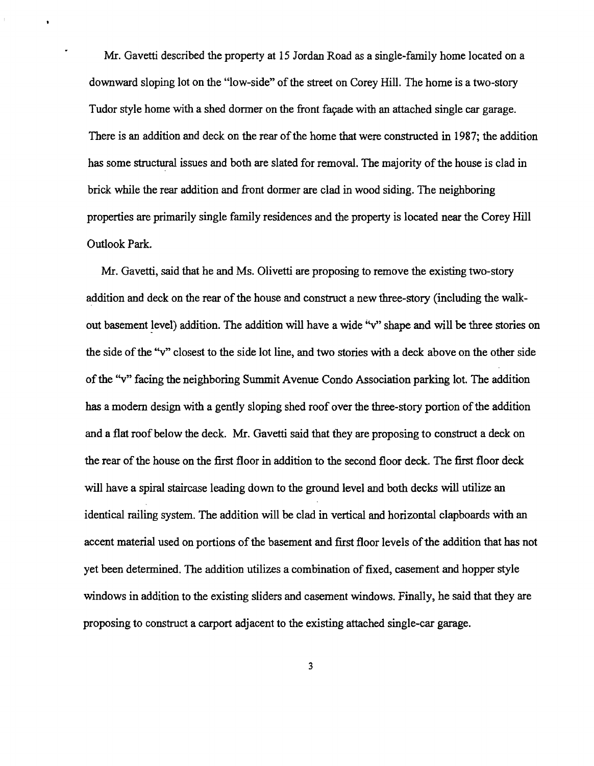Mr. Gavetti described the property at 15 Jordan Road as a single-family home located on a downward sloping lot on the "low-side" of the street on Corey Hill. The home is a two-story Tudor style home with a shed dormer on the front façade with an attached single car garage. There is an addition and deck on the rear of the home that were constructed in 1987; the addition has some structural issues and both are slated for removal. The majority of the house is clad in brick while the rear addition and front dormer are clad in wood siding. The neighboring properties are primarily single family residences and the property is located near the Corey Hill Outlook Park.

Mr. Gavetti, said that he and Ms. Olivetti are proposing to remove the existing two-story addition and deck on the rear of the house and construct a new three-story (including the walk-out basement level) addition. The addition will have a wide "v" shape and will be three stories on the side of the "v" closest to the side lot line, and two stories with a deck above on the other side of the "v" facing the neighboring Summit Avenue Condo Association parking lot. The addition has a modern design with a gently sloping shed roof over the three-story portion of the addition and a flat roof below the deck. Mr. Gavetti said that they are proposing to construct a deck on the rear of the house on the first floor in addition to the second floor deck. The first floor deck will have a spiral staircase leading down to the ground level and both decks will utilize an identical railing system. The addition will be clad in vertical and horizontal clapboards with an accent material used on portions of the basement and first floor levels of the addition that has not yet been determined. The addition utilizes a combination of fixed, casement and hopper style windows in addition to the existing sliders and casement windows. Finally, he said that they are proposing to construct a carport adjacent to the existing attached single-car garage.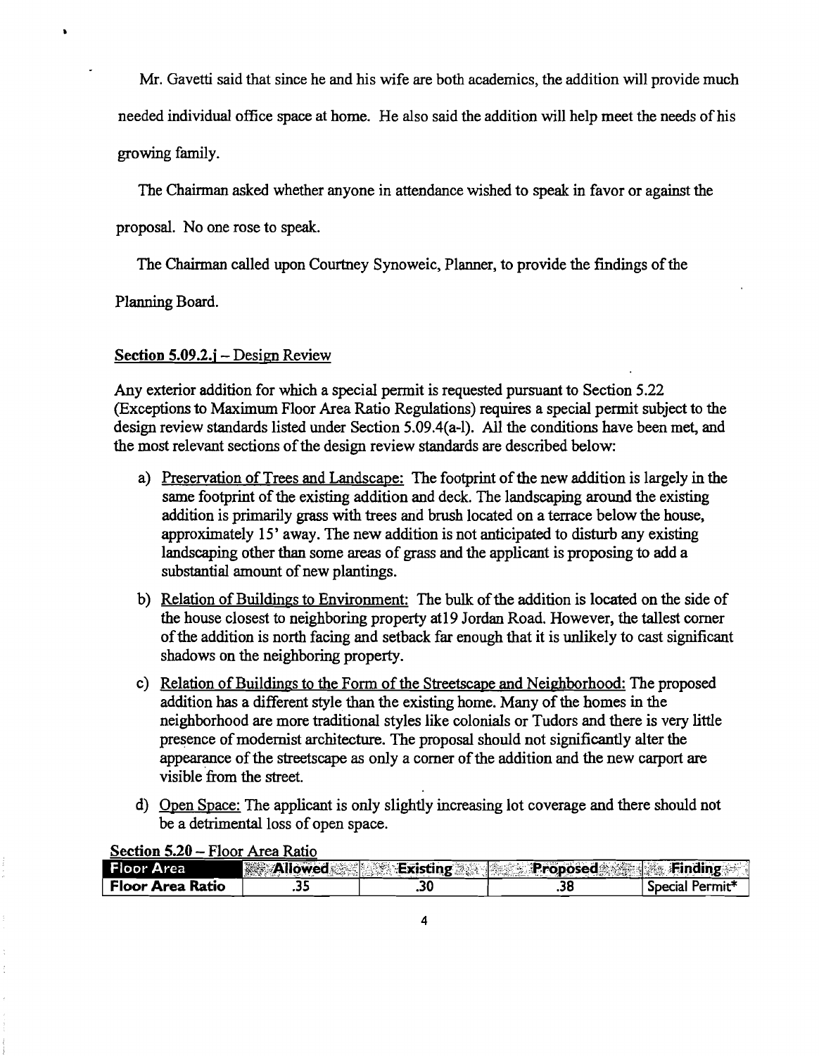Mr. Gavetti said that since he and his wife are both academics, the addition will provide much needed individual office space at home. He also said the addition will help meet the needs of his growing family.

The Chairman asked whether anyone in attendance wished to speak in favor or against the proposal. No one rose to speak.

The Chairman called upon Courtney Synoweic, Planner, to provide the findings of the Planning Board.

<u>Section 5.09.2.j – Design Review</u>

Any exterior addition for which a special permit is requested pursuant to Section 5.22 (Exceptions to Maximum Floor Area Ratio Regulations) requires a special permit subject to the design review standards listed under Section 5.09.4(a-l). All the conditions have been met, and the most relevant sections of the design review standards are described below:

a) <u>Preservation of Trees and Landscape:</u> The footprint of the new addition is largely in the same footprint of the existing addition and deck. The landscaping around the existing addition is primarily grass with trees and brush located on a terrace below the house, approximately 15' away. The new addition is not anticipated to disturb any existing landscaping other than some areas of grass and the applicant is proposing to add a substantial amount of new plantings.

b) <u>Relation of Buildings to Environment:</u> The bulk of the addition is located on the side of the house closest to neighboring property at19 Jordan Road. However, the tallest corner of the addition is north facing and setback far enough that it is unlikely to cast significant shadows on the neighboring property.

c) <u>Relation of Buildings to the Form of the Streetscape and Neighborhood:</u> The proposed addition has a different style than the existing home. Many of the homes in the neighborhood are more traditional styles like colonials or Tudors and there is very little presence of modernist architecture. The proposal should not significantly alter the appearance of the streetscape as only a corner of the addition and the new carport are visible from the street.

d) <u>Open Space:</u> The applicant is only slightly increasing lot coverage and there should not be a detrimental loss of open space.

<u>Section 5.20 – Floor Area Ratio</u>

| Floor Area | Allowed | Existing | Proposed | Finding |
|---|---|---|---|---|
| Floor Area Ratio | .35 | .30 | .38 | Special Permit* |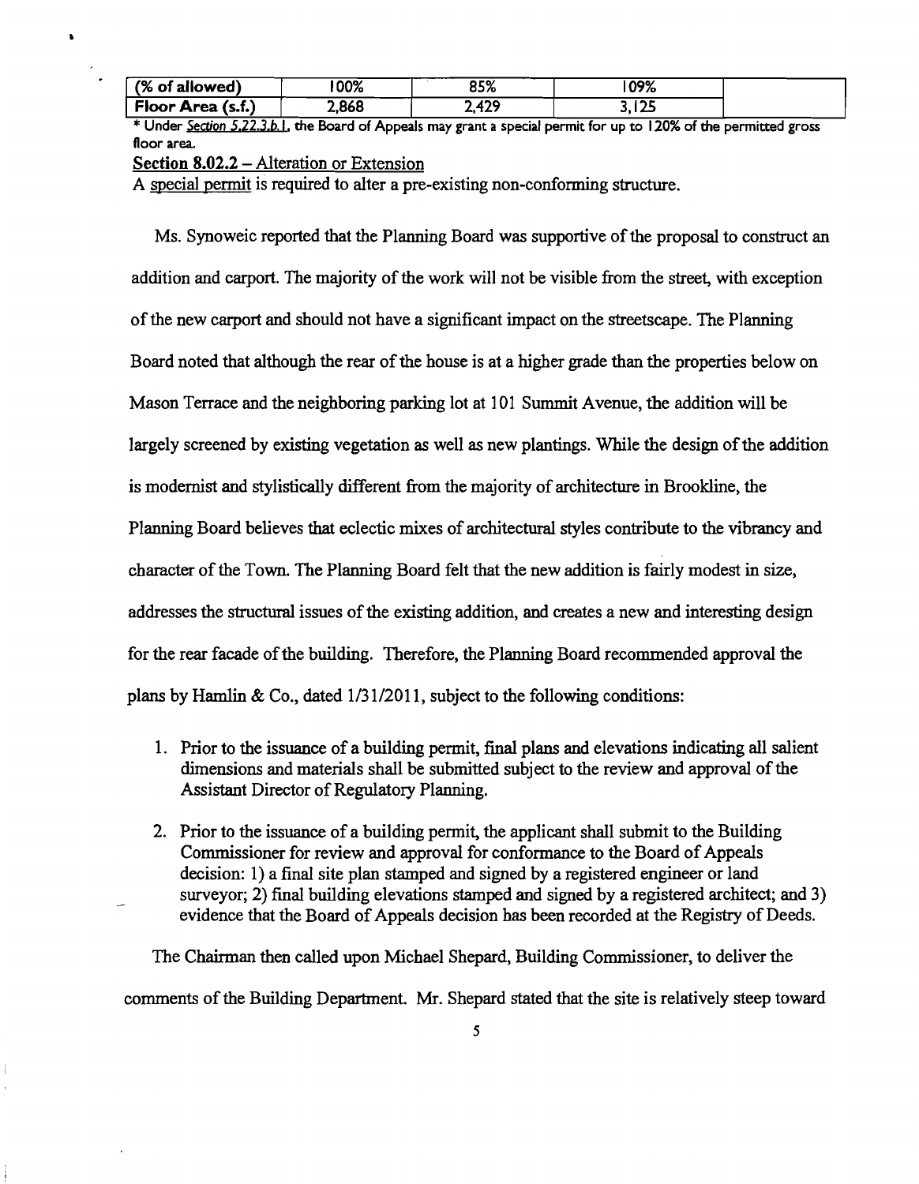| (% of allowed) | 100% | 85% | 109% | |
|---|---|---|---|---|
| Floor Area (s.f.) | 2,868 | 2,429 | 3,125 | |

* Under *Section 5.22.3.b.1*, the Board of Appeals may grant a special permit for up to 120% of the permitted gross floor area.

**Section 8.02.2** – Alteration or Extension

A special permit is required to alter a pre-existing non-conforming structure.

Ms. Synoweic reported that the Planning Board was supportive of the proposal to construct an addition and carport. The majority of the work will not be visible from the street, with exception of the new carport and should not have a significant impact on the streetscape. The Planning Board noted that although the rear of the house is at a higher grade than the properties below on Mason Terrace and the neighboring parking lot at 101 Summit Avenue, the addition will be largely screened by existing vegetation as well as new plantings. While the design of the addition is modernist and stylistically different from the majority of architecture in Brookline, the Planning Board believes that eclectic mixes of architectural styles contribute to the vibrancy and character of the Town. The Planning Board felt that the new addition is fairly modest in size, addresses the structural issues of the existing addition, and creates a new and interesting design for the rear facade of the building. Therefore, the Planning Board recommended approval the plans by Hamlin & Co., dated 1/31/2011, subject to the following conditions:

1. Prior to the issuance of a building permit, final plans and elevations indicating all salient dimensions and materials shall be submitted subject to the review and approval of the Assistant Director of Regulatory Planning.

2. Prior to the issuance of a building permit, the applicant shall submit to the Building Commissioner for review and approval for conformance to the Board of Appeals decision: 1) a final site plan stamped and signed by a registered engineer or land surveyor; 2) final building elevations stamped and signed by a registered architect; and 3) evidence that the Board of Appeals decision has been recorded at the Registry of Deeds.

The Chairman then called upon Michael Shepard, Building Commissioner, to deliver the comments of the Building Department. Mr. Shepard stated that the site is relatively steep toward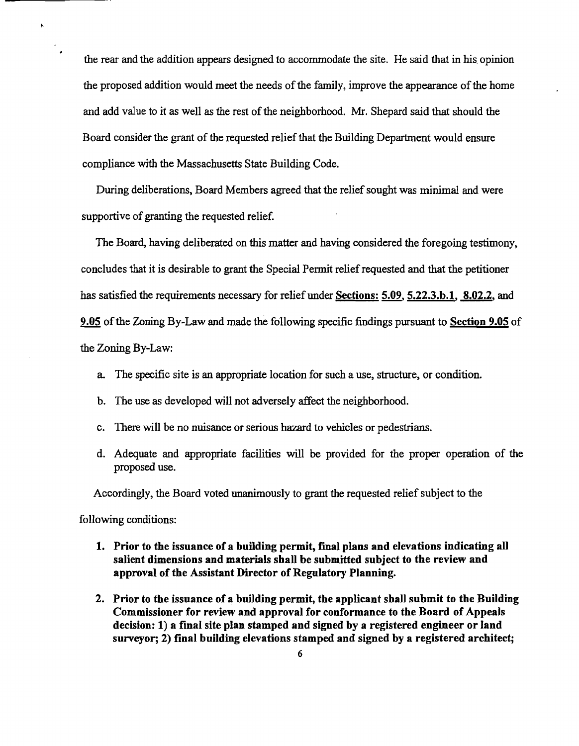the rear and the addition appears designed to accommodate the site. He said that in his opinion the proposed addition would meet the needs of the family, improve the appearance of the home and add value to it as well as the rest of the neighborhood. Mr. Shepard said that should the Board consider the grant of the requested relief that the Building Department would ensure compliance with the Massachusetts State Building Code.

During deliberations, Board Members agreed that the relief sought was minimal and were supportive of granting the requested relief.

The Board, having deliberated on this matter and having considered the foregoing testimony, concludes that it is desirable to grant the Special Permit relief requested and that the petitioner has satisfied the requirements necessary for relief under **Sections: 5.09, 5.22.3.b.1, 8.02.2,** and **9.05** of the Zoning By-Law and made the following specific findings pursuant to **Section 9.05** of the Zoning By-Law:

a. The specific site is an appropriate location for such a use, structure, or condition.

b. The use as developed will not adversely affect the neighborhood.

c. There will be no nuisance or serious hazard to vehicles or pedestrians.

d. Adequate and appropriate facilities will be provided for the proper operation of the proposed use.

Accordingly, the Board voted unanimously to grant the requested relief subject to the following conditions:

1. **Prior to the issuance of a building permit, final plans and elevations indicating all salient dimensions and materials shall be submitted subject to the review and approval of the Assistant Director of Regulatory Planning.**

2. **Prior to the issuance of a building permit, the applicant shall submit to the Building Commissioner for review and approval for conformance to the Board of Appeals decision: 1) a final site plan stamped and signed by a registered engineer or land surveyor; 2) final building elevations stamped and signed by a registered architect;**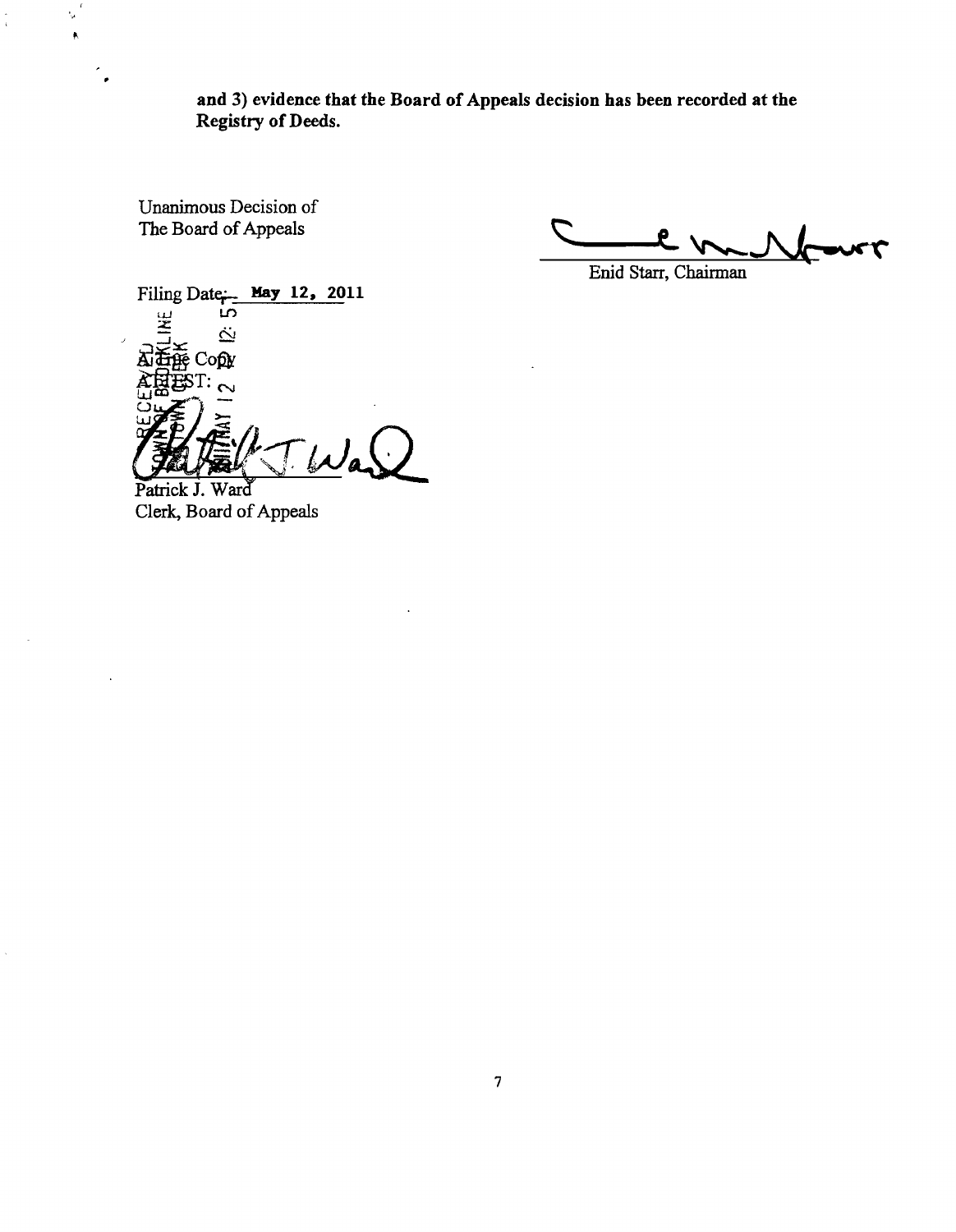**and 3) evidence that the Board of Appeals decision has been recorded at the Registry of Deeds.**

Unanimous Decision of
The Board of Appeals

Enid Starr, Chairman

Filing Date: **May 12, 2011**

A True Copy
ATTEST:

Patrick J. Ward
Clerk, Board of Appeals